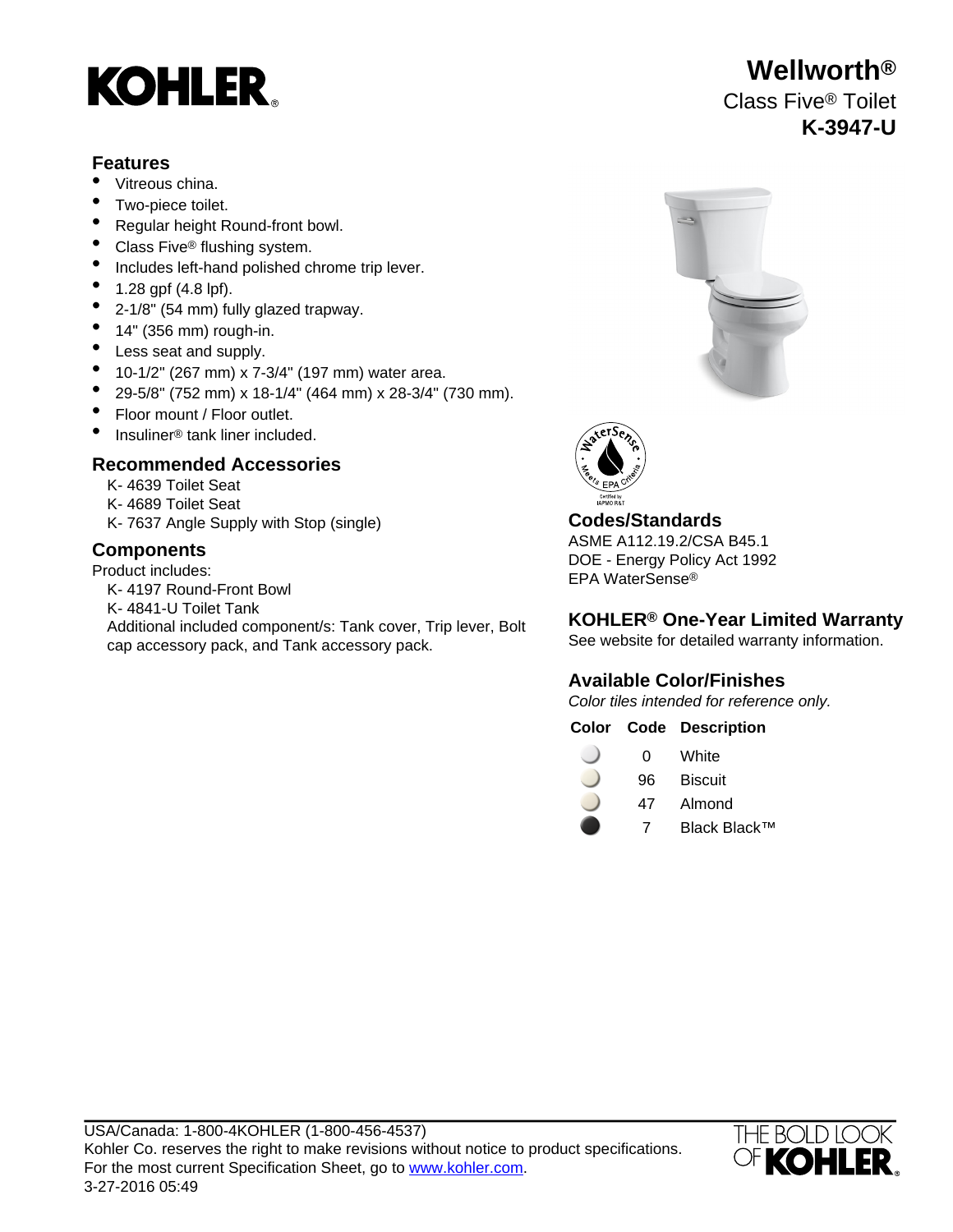KOHLER®

# Wellworth®

Class Five® Toilet

**K-3947-U**

## Features

- Vitreous china.
- Two-piece toilet.
- Regular height Round-front bowl.
- Class Five® flushing system.
- Includes left-hand polished chrome trip lever.
- 1.28 gpf (4.8 lpf).
- 2-1/8" (54 mm) fully glazed trapway.
- 14" (356 mm) rough-in.
- Less seat and supply.
- 10-1/2" (267 mm) x 7-3/4" (197 mm) water area.
- 29-5/8" (752 mm) x 18-1/4" (464 mm) x 28-3/4" (730 mm).
- Floor mount / Floor outlet.
- Insuliner® tank liner included.

## Recommended Accessories

K- 4639 Toilet Seat
K- 4689 Toilet Seat
K- 7637 Angle Supply with Stop (single)

## Components

Product includes:
K- 4197 Round-Front Bowl
K- 4841-U Toilet Tank
Additional included component/s: Tank cover, Trip lever, Bolt cap accessory pack, and Tank accessory pack.

## Codes/Standards

ASME A112.19.2/CSA B45.1
DOE - Energy Policy Act 1992
EPA WaterSense®

## KOHLER® One-Year Limited Warranty

See website for detailed warranty information.

## Available Color/Finishes

*Color tiles intended for reference only.*

| Color | Code | Description |
|---|---|---|
| | 0 | White |
| | 96 | Biscuit |
| | 47 | Almond |
| | 7 | Black Black™ |

USA/Canada: 1-800-4KOHLER (1-800-456-4537)
Kohler Co. reserves the right to make revisions without notice to product specifications.
For the most current Specification Sheet, go to www.kohler.com.
3-27-2016 05:49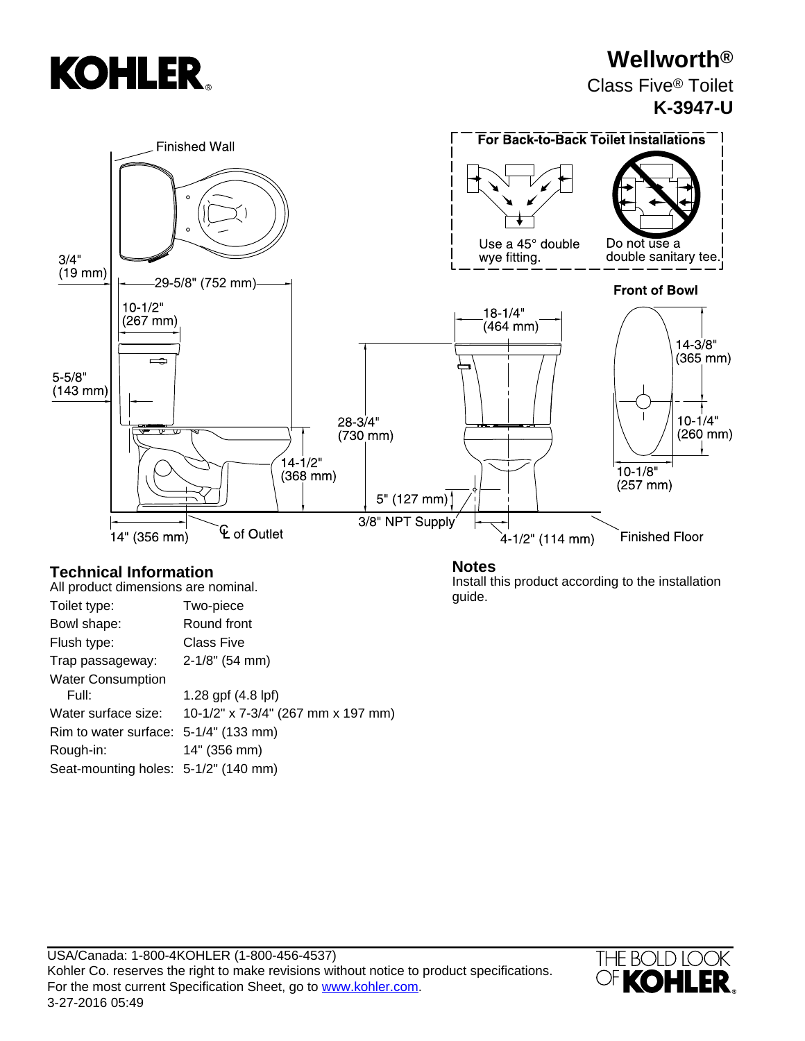# Wellworth®

Class Five® Toilet

**K-3947-U**

Finished Wall

3/4" (19 mm)

29-5/8" (752 mm)

10-1/2" (267 mm)

5-5/8" (143 mm)

28-3/4" (730 mm)

14-1/2" (368 mm)

5" (127 mm)

3/8" NPT Supply

14" (356 mm)

℄ of Outlet

18-1/4" (464 mm)

4-1/2" (114 mm)

Finished Floor

**For Back-to-Back Toilet Installations**

Use a 45° double wye fitting.

Do not use a double sanitary tee.

**Front of Bowl**

14-3/8" (365 mm)

10-1/4" (260 mm)

10-1/8" (257 mm)

## Technical Information

All product dimensions are nominal.

| | |
|---|---|
| Toilet type: | Two-piece |
| Bowl shape: | Round front |
| Flush type: | Class Five |
| Trap passageway: | 2-1/8" (54 mm) |
| Water Consumption | |
| Full: | 1.28 gpf (4.8 lpf) |
| Water surface size: | 10-1/2" x 7-3/4" (267 mm x 197 mm) |
| Rim to water surface: | 5-1/4" (133 mm) |
| Rough-in: | 14" (356 mm) |
| Seat-mounting holes: | 5-1/2" (140 mm) |

## Notes

Install this product according to the installation guide.

USA/Canada: 1-800-4KOHLER (1-800-456-4537)
Kohler Co. reserves the right to make revisions without notice to product specifications.
For the most current Specification Sheet, go to www.kohler.com.
3-27-2016 05:49